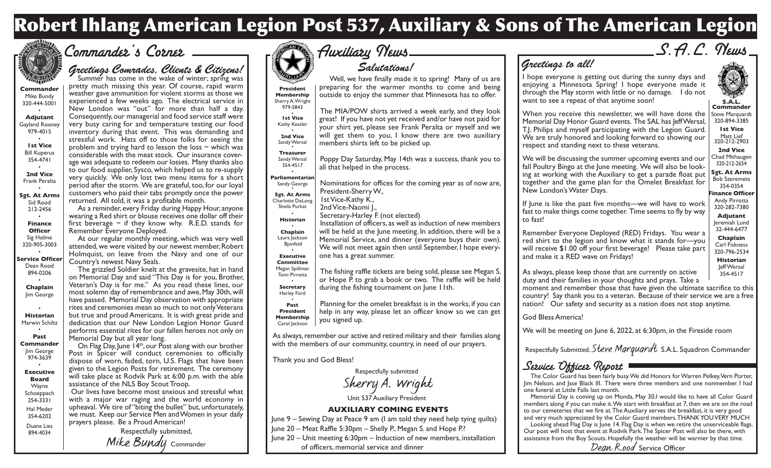# Robert Ihlang American Legion Post 537, Auxiliary & Sons of The American Legion

## Commander's Corner

**Commander**
Mike Bundy
320-444-5001

**Adjutant**
Gayland Rooney
979-4015

**1st Vice**
Bill Kuperus
354-4741

**2nd Vice**
Frank Peralta

**Sgt. At Arms**
Sid Rood
212-2456

**Finance Officer**
Sig Holme
320-905-3003

**Service Officer**
Dean Rood
894-0206

**Chaplain**
Jim George

**Historian**
Marwin Schiltz

**Past Commander**
Jim George
974-3639

**Executive Board**
Wayne Schoeppach
254-3331
Hal Meder
354-6202
Duane Lies
894-4034

### Greetings Comrades, Clients & Citizens!

Summer has come in the wake of winter; spring was pretty much missing this year. Of course, rapid warm weather gave ammunition for violent storms as those we experienced a few weeks ago. The electrical service in New London was "out" for more than half a day. Consequently, our managerial and food service staff were very busy caring for and temperature testing our food inventory during that event. This was demanding and stressful work. Hats off to those folks for seeing the problem and trying hard to lesson the loss ~ which was considerable with the meat stock. Our insurance coverage was adequate to redeem our losses. Many thanks also to our food supplier, Sysco, which helped us to re-supply very quickly. We only lost two menu items for a short period after the storm. We are grateful, too, for our loyal customers who paid their tabs promptly once the power returned. All told, it was a profitable month.

As a reminder, every Friday during Happy Hour, anyone wearing a Red shirt or blouse receives one dollar off their first beverage ~ if they know why. R.E.D. stands for Remember Everyone Deployed.

At our regular monthly meeting, which was very well attended, we were visited by our newest member, Robert Holmquist, on leave from the Navy and one of our Country's newest Navy Seals.

The grizzled Soldier knelt at the gravesite, hat in hand on Memorial Day and said "This Day is for you, Brother, Veteran's Day is for me." As you read these lines, our most solemn day of remembrance and awe, May 30th, will have passed. Memorial Day observation with appropriate rites and ceremonies mean so much to not only Veterans but true and proud Americans. It is with great pride and dedication that our New London Legion Honor Guard performs essential rites for our fallen heroes not only on Memorial Day but all year long.

On Flag Day, June 14th, our Post along with our brother Post in Spicer will conduct ceremonies to officially dispose of worn, faded, torn, U.S. Flags that have been given to the Legion Posts for retirement. The ceremony will take place at Rodvik Park at 6:00 p.m. with the able assistance of the NLS Boy Scout Troop.

Our lives have become most anxious and stressful what with a major war raging and the world economy in upheaval. We tire of "biting the bullet" but, unfortunately, we must. Keep our Service Men and Women in your daily prayers please. Be a Proud American!

Respectfully submitted,

*Mike Bundy* Commander

## Auxiliary News

**President Membership**
Sherry A. Wright
979-5843

**1st Vice**
Kathy Kessler

**2nd Vice**
Sandy Wersal

**Treasurer**
Sandy Wersal
354-4517

**Parliamentarian**
Sandy George

**Sgt. At Arms**
Charlotte DeLong
Sheila Purkat

**Historian**

**Chaplain**
Laura Jackson
Bjonfold

**Executive Committee**
Megan Spillman
Tomi Pirrotta

**Secretary**
Harley Ford

**Past President Membership**
Carol Jackson

### Salutations!

Well, we have finally made it to spring! Many of us are preparing for the warmer months to come and being outside to enjoy the summer that Minnesota has to offer.

The MIA/POW shirts arrived a week early, and they look great! If you have not yet received and/or have not paid for your shirt yet, please see Frank Peralta or myself and we will get them to you, I know there are two auxiliary members shirts left to be picked up.

Poppy Day Saturday, May 14th was a success, thank you to all that helped in the process.

Nominations for offices for the coming year as of now are,
President-Sherry W.,
1st Vice-Kathy K.,
2nd Vice-Naomi J.,
Secretary-Harley F. (not elected)
Installation of officers, as well as induction of new members will be held at the June meeting. In addition, there will be a Memorial Service, and dinner (everyone buys their own). We will not meet again then until September, I hope everyone has a great summer.

The fishing raffle tickets are being sold, please see Megan S. or Hope P. to grab a book or two. The raffle will be held during the fishing tournament on June 11th.

Planning for the omelet breakfast is in the works, if you can help in any way, please let an officer know so we can get you signed up.

As always, remember our active and retired military and their families along with the members of our community, country, in need of our prayers.

Thank you and God Bless!

Respectfully submitted

*Sherry A. Wright*

Unit 537 Auxiliary President

### AUXILIARY COMING EVENTS

June 9 – Sewing Day at Peace 9 am (I am told they need help tying quilts)
June 20 – Meat Raffle 5:30pm – Shelly P., Megan S. and Hope P.?
June 20 – Unit meeting 6:30pm – Induction of new members, installation of officers, memorial service and dinner

## S.A.L. News

**S.A.L. Commander**
Steve Marquardt
320-894-3385

**1st Vice**
Matt Lief
320-212-2903

**2nd Vice**
Chad Mithaugen
320-212-2654

**Sgt. At Arms**
Bob Szeremeta
354-0354

**Finance Officer**
Andy Pirrotta
320-282-7380

**Adjutant**
Jeremiah Lund
32-444-6477

**Chaplain**
Carl Fiskness
320-796-2534

**Historian**
Jeff Wersal
354-4517

### Greetings to all!

I hope everyone is getting out during the sunny days and enjoying a Minnesota Spring! I hope everyone made it through the May storm with little or no damage. I do not want to see a repeat of that anytime soon!

When you receive this newsletter, we will have done the Memorial Day Honor Guard events. The SAL has Jeff Wersal, T.J. Philips and myself participating with the Legion Guard. We are truly honored and looking forward to showing our respect and standing next to these veterans.

We will be discussing the summer upcoming events and our fall Poultry Bingo at the June meeting. We will also be looking at working with the Auxiliary to get a parade float put together and the game plan for the Omelet Breakfast for New London's Water Days.

If June is like the past five months—we will have to work fast to make things come together. Time seems to fly by way to fast!

Remember Everyone Deployed (RED) Fridays. You wear a red shirt to the legion and know what it stands for—you will receive $1.00 off your first beverage! Please take part and make it a RED wave on Fridays!

As always, please keep those that are currently on active duty and their families in your thoughts and prays. Take a moment and remember those that have given the ultimate sacrifice to this country! Say thank you to a veteran. Because of their service we are a free nation! Our safety and security as a nation does not stop anytime.

God Bless America!

We will be meeting on June 6, 2022, at 6:30pm, in the Fireside room

Respectfully Submitted, *Steve Marquardt* S.A.L. Squadron Commander

### Service Officer Report

The Color Guard has been fairly busy. We did Honors for Warren Pelkey, Vern Porter, Jim Nelson, and Jsse Black III. There were three members and one nonmember. I had one funeral at Little Falls last month.

Memorial Day is coming up on Monda, May 30.I would like to have all Color Guard members along if you can make it. We start with breakfast at 7, then we are on the road to our cemeteries that we fire at. The Auxiliary serves the breakfast, it is very good and very much appreciated by the Color Guard members. THANK YOU VERY MUCH

Looking ahead Flag Day is June 14. Flag Day is when we retire the unserviceable flags. Our post will host that event at Rodvik Park. The Spicer Post will also be there, with assistance from the Boy Scouts. Hopefully the weather will be warmer by that time.

*Dean Rood* Service Officer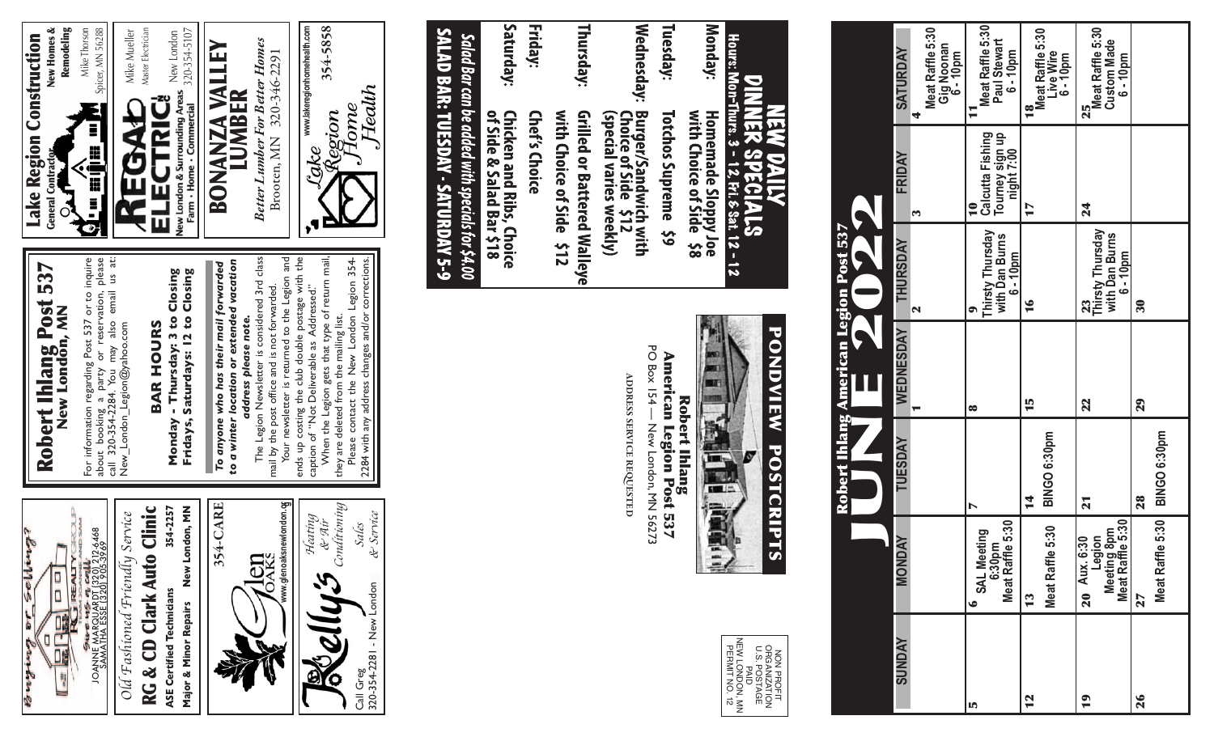# Robert Ihlang American Legion Post 537

# JUNE 2022

| SUNDAY | MONDAY | TUESDAY | WEDNESDAY | THURSDAY | FRIDAY | SATURDAY |
|---|---|---|---|---|---|---|
| | | | 1 | 2 | 3 | 4 Meat Raffle 5:30 Gig Noonan 6 - 10pm |
| 5 | 6 SAL Meeting 6:30pm Meat Raffle 5:30 | 7 | 8 | 9 Thirsty Thursday with Dan Burns 6 - 10pm | 10 Calcutta Fishing Tourney sign up night 7:00 | 11 Meat Raffle 5:30 Paul Stewart 6 - 10pm |
| 12 | 13 Meat Raffle 5:30 | 14 BINGO 6:30pm | 15 | 16 | 17 | 18 Meat Raffle 5:30 Live Wire 6 - 10pm |
| 19 | 20 Aux. 6:30 Legion Meeting 8pm Meat Raffle 5:30 | 21 | 22 | 23 Thirsty Thursday with Dan Burns 6 - 10pm | 24 | 25 Meat Raffle 5:30 Custom Made 6 - 10pm |
| 26 | 27 Meat Raffle 5:30 | 28 BINGO 6:30pm | 29 | 30 | | |

# NEW DAILY DINNER SPECIALS

**Hours: Mon-Thurs. 3 - 12, Fri. & Sat. 12 - 12**

**Monday:** Homemade Sloppy Joe with Choice of Side $8

**Tuesday:** Totchos Supreme $9

**Wednesday:** Burger/Sandwich with Choice of Side $12 (special varies weekly)

**Thursday:** Grilled or Battered Walleye with Choice of Side $12

**Friday:** Chef's Choice

**Saturday:** Chicken and Ribs, Choice of Side & Salad Bar $18

*Salad Bar can be added with specials for $4.00*

**SALAD BAR: TUESDAY - SATURDAY 5-9**

# PONDVIEW POSTCRIPTS

**Robert Ihlang**
**American Legion Post 537**
PO Box 154 — New London, MN 56273

ADDRESS SERVICE REQUESTED

NON PROFIT ORGANIZATION
U.S. POSTAGE PAID
NEW LONDON, MN
PERMIT NO. 12

## Robert Ihlang Post 537
### New London, MN

For information regarding Post 537 or to inquire about booking a party or reservation, please call 320-354-2284. You may also email us at: New_London_Legion@yahoo.com

### BAR HOURS

**Monday - Thursday: 3 to Closing**
**Fridays, Saturdays: 12 to Closing**

***To anyone who has their mail forwarded to a winter location or extended vacation address please note.***

The Legion Newsletter is considered 3rd class mail by the post office and is not forwarded.

Your newsletter is returned to the Legion and ends up costing the club double postage with the caption of "Not Deliverable as Addressed."

When the Legion gets that type of return mail, they are deleted from the mailing list.

Please contact the New London Legion 354-2284 with any address changes and/or corrections.

---

**Lake Region Construction**
General Contractor
New Homes & Remodeling
Mike Thorson
Spicer, MN 56288

**REGAL ELECTRIC**
New London & Surrounding Areas
Farm • Home • Commercial
Mike Mueller
Master Electrician
New London
320-354-5107

**BONANZA VALLEY LUMBER**
*Better Lumber For Better Homes*
Brooten, MN 320-346-2291

www.lakeregionhomehealth.com
Lake Region Home Health
354-5858

*Buying or Selling?*
Give us a call!
RE/REALTY GROUP
JOANNE MARQUARDT (320) 212-6468
SAMATHA ESSE (320) 905-3969

*Old Fashioned Friendly Service*
**RG & CD Clark Auto Clinic**
ASE Certified Technicians 354-2257
Major & Minor Repairs New London, MN

Glen Oaks
354-CARE
www.glenoaksnewlondon.org

Kelly's
Heating & Air Conditioning
Sales & Service
Call Greg
320-354-2281 - New London